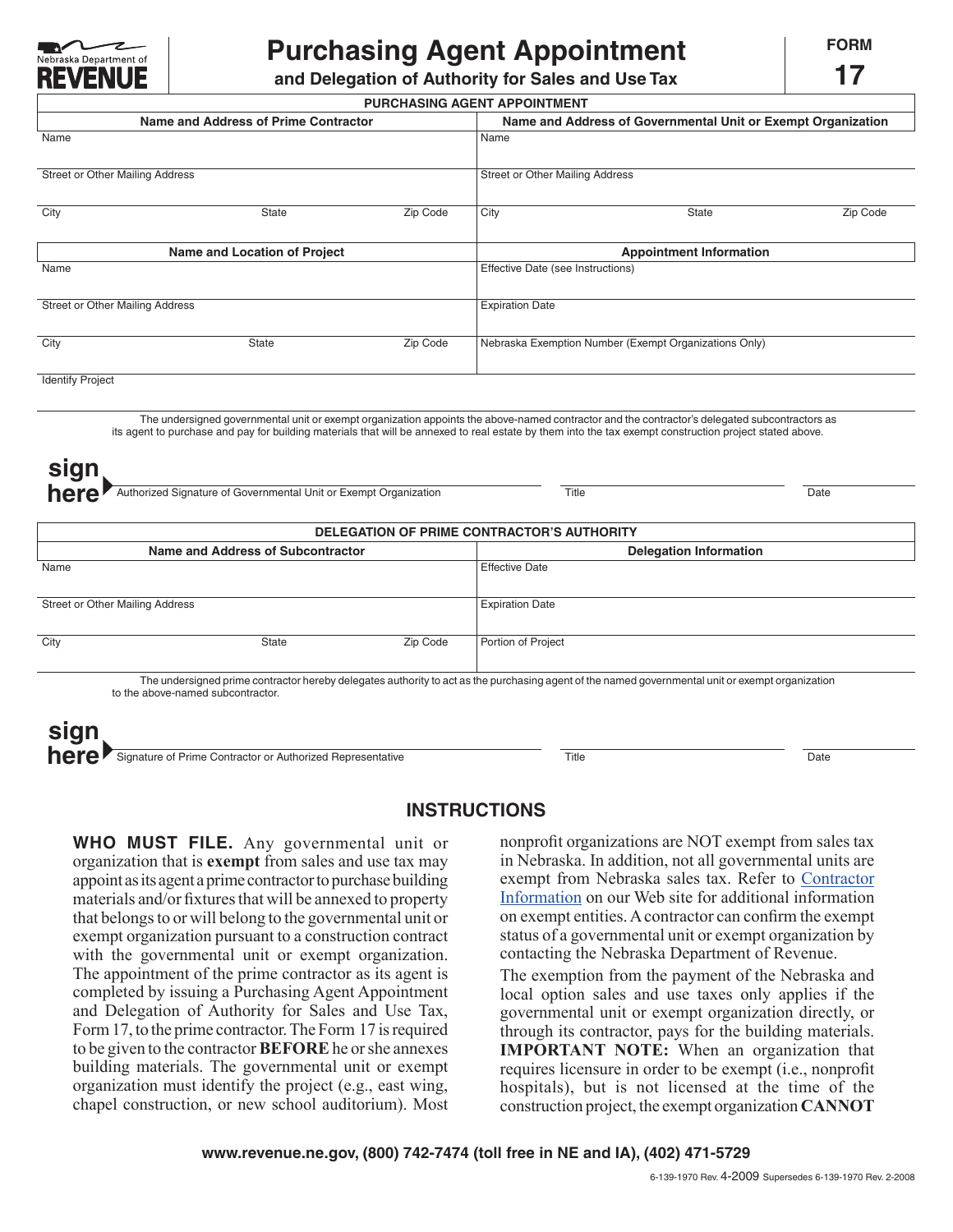Nebraska Department of REVENUE

# Purchasing Agent Appointment

**and Delegation of Authority for Sales and Use Tax**

**FORM 17**

## PURCHASING AGENT APPOINTMENT

| Name and Address of Prime Contractor | | | Name and Address of Governmental Unit or Exempt Organization | | |
|---|---|---|---|---|---|
| Name | | | Name | | |
| Street or Other Mailing Address | | | Street or Other Mailing Address | | |
| City | State | Zip Code | City | State | Zip Code |

| Name and Location of Project | | | Appointment Information |
|---|---|---|---|
| Name | | | Effective Date (see Instructions) |
| Street or Other Mailing Address | | | Expiration Date |
| City | State | Zip Code | Nebraska Exemption Number (Exempt Organizations Only) |
| Identify Project | | | |

The undersigned governmental unit or exempt organization appoints the above-named contractor and the contractor's delegated subcontractors as its agent to purchase and pay for building materials that will be annexed to real estate by them into the tax exempt construction project stated above.

**sign here** Authorized Signature of Governmental Unit or Exempt Organization | Title | Date

## DELEGATION OF PRIME CONTRACTOR'S AUTHORITY

| Name and Address of Subcontractor | | | Delegation Information |
|---|---|---|---|
| Name | | | Effective Date |
| Street or Other Mailing Address | | | Expiration Date |
| City | State | Zip Code | Portion of Project |

The undersigned prime contractor hereby delegates authority to act as the purchasing agent of the named governmental unit or exempt organization to the above-named subcontractor.

**sign here** Signature of Prime Contractor or Authorized Representative | Title | Date

## INSTRUCTIONS

**WHO MUST FILE.** Any governmental unit or organization that is **exempt** from sales and use tax may appoint as its agent a prime contractor to purchase building materials and/or fixtures that will be annexed to property that belongs to or will belong to the governmental unit or exempt organization pursuant to a construction contract with the governmental unit or exempt organization. The appointment of the prime contractor as its agent is completed by issuing a Purchasing Agent Appointment and Delegation of Authority for Sales and Use Tax, Form 17, to the prime contractor. The Form 17 is required to be given to the contractor **BEFORE** he or she annexes building materials. The governmental unit or exempt organization must identify the project (e.g., east wing, chapel construction, or new school auditorium). Most nonprofit organizations are NOT exempt from sales tax in Nebraska. In addition, not all governmental units are exempt from Nebraska sales tax. Refer to Contractor Information on our Web site for additional information on exempt entities. A contractor can confirm the exempt status of a governmental unit or exempt organization by contacting the Nebraska Department of Revenue.

The exemption from the payment of the Nebraska and local option sales and use taxes only applies if the governmental unit or exempt organization directly, or through its contractor, pays for the building materials. **IMPORTANT NOTE:** When an organization that requires licensure in order to be exempt (i.e., nonprofit hospitals), but is not licensed at the time of the construction project, the exempt organization **CANNOT**

**www.revenue.ne.gov, (800) 742-7474 (toll free in NE and IA), (402) 471-5729**

6-139-1970 Rev. 4-2009 Supersedes 6-139-1970 Rev. 2-2008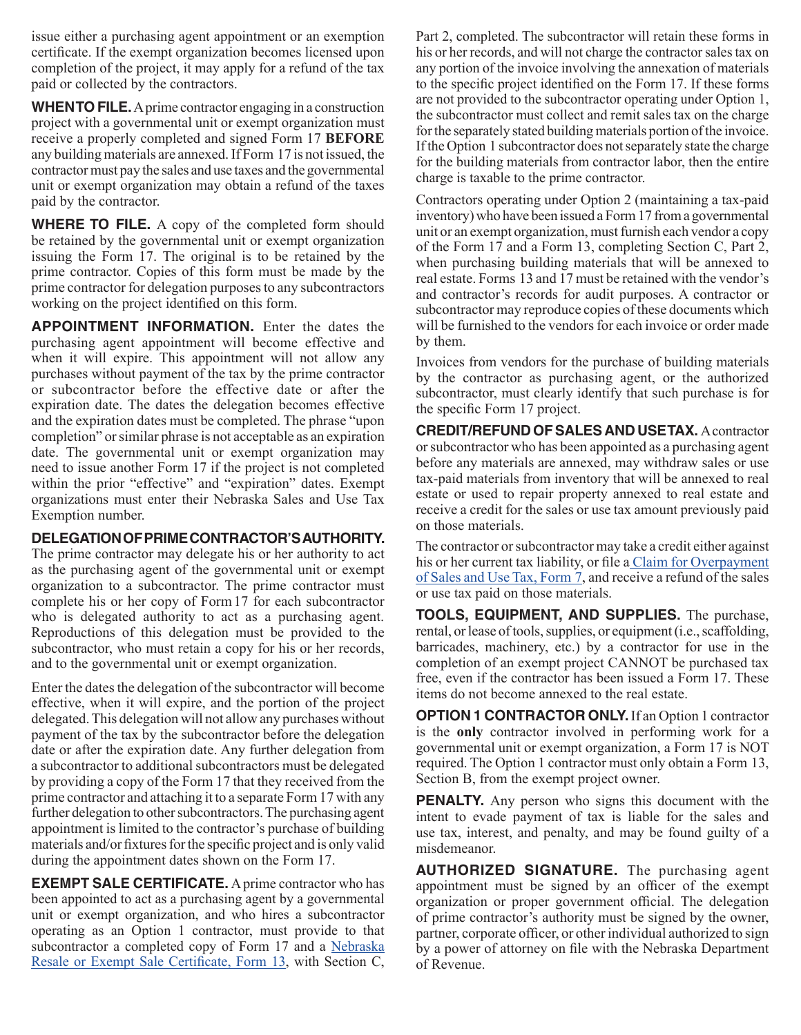issue either a purchasing agent appointment or an exemption certificate. If the exempt organization becomes licensed upon completion of the project, it may apply for a refund of the tax paid or collected by the contractors.

**WHEN TO FILE.** A prime contractor engaging in a construction project with a governmental unit or exempt organization must receive a properly completed and signed Form 17 **BEFORE** any building materials are annexed. If Form 17 is not issued, the contractor must pay the sales and use taxes and the governmental unit or exempt organization may obtain a refund of the taxes paid by the contractor.

**WHERE TO FILE.** A copy of the completed form should be retained by the governmental unit or exempt organization issuing the Form 17. The original is to be retained by the prime contractor. Copies of this form must be made by the prime contractor for delegation purposes to any subcontractors working on the project identified on this form.

**APPOINTMENT INFORMATION.** Enter the dates the purchasing agent appointment will become effective and when it will expire. This appointment will not allow any purchases without payment of the tax by the prime contractor or subcontractor before the effective date or after the expiration date. The dates the delegation becomes effective and the expiration dates must be completed. The phrase "upon completion" or similar phrase is not acceptable as an expiration date. The governmental unit or exempt organization may need to issue another Form 17 if the project is not completed within the prior "effective" and "expiration" dates. Exempt organizations must enter their Nebraska Sales and Use Tax Exemption number.

**DELEGATION OF PRIME CONTRACTOR'S AUTHORITY.** The prime contractor may delegate his or her authority to act as the purchasing agent of the governmental unit or exempt organization to a subcontractor. The prime contractor must complete his or her copy of Form 17 for each subcontractor who is delegated authority to act as a purchasing agent. Reproductions of this delegation must be provided to the subcontractor, who must retain a copy for his or her records, and to the governmental unit or exempt organization.

Enter the dates the delegation of the subcontractor will become effective, when it will expire, and the portion of the project delegated. This delegation will not allow any purchases without payment of the tax by the subcontractor before the delegation date or after the expiration date. Any further delegation from a subcontractor to additional subcontractors must be delegated by providing a copy of the Form 17 that they received from the prime contractor and attaching it to a separate Form 17 with any further delegation to other subcontractors. The purchasing agent appointment is limited to the contractor's purchase of building materials and/or fixtures for the specific project and is only valid during the appointment dates shown on the Form 17.

**EXEMPT SALE CERTIFICATE.** A prime contractor who has been appointed to act as a purchasing agent by a governmental unit or exempt organization, and who hires a subcontractor operating as an Option 1 contractor, must provide to that subcontractor a completed copy of Form 17 and a Nebraska Resale or Exempt Sale Certificate, Form 13, with Section C, Part 2, completed. The subcontractor will retain these forms in his or her records, and will not charge the contractor sales tax on any portion of the invoice involving the annexation of materials to the specific project identified on the Form 17. If these forms are not provided to the subcontractor operating under Option 1, the subcontractor must collect and remit sales tax on the charge for the separately stated building materials portion of the invoice. If the Option 1 subcontractor does not separately state the charge for the building materials from contractor labor, then the entire charge is taxable to the prime contractor.

Contractors operating under Option 2 (maintaining a tax-paid inventory) who have been issued a Form 17 from a governmental unit or an exempt organization, must furnish each vendor a copy of the Form 17 and a Form 13, completing Section C, Part 2, when purchasing building materials that will be annexed to real estate. Forms 13 and 17 must be retained with the vendor's and contractor's records for audit purposes. A contractor or subcontractor may reproduce copies of these documents which will be furnished to the vendors for each invoice or order made by them.

Invoices from vendors for the purchase of building materials by the contractor as purchasing agent, or the authorized subcontractor, must clearly identify that such purchase is for the specific Form 17 project.

**CREDIT/REFUND OF SALES AND USE TAX.** A contractor or subcontractor who has been appointed as a purchasing agent before any materials are annexed, may withdraw sales or use tax-paid materials from inventory that will be annexed to real estate or used to repair property annexed to real estate and receive a credit for the sales or use tax amount previously paid on those materials.

The contractor or subcontractor may take a credit either against his or her current tax liability, or file a Claim for Overpayment of Sales and Use Tax, Form 7, and receive a refund of the sales or use tax paid on those materials.

**TOOLS, EQUIPMENT, AND SUPPLIES.** The purchase, rental, or lease of tools, supplies, or equipment (i.e., scaffolding, barricades, machinery, etc.) by a contractor for use in the completion of an exempt project CANNOT be purchased tax free, even if the contractor has been issued a Form 17. These items do not become annexed to the real estate.

**OPTION 1 CONTRACTOR ONLY.** If an Option 1 contractor is the **only** contractor involved in performing work for a governmental unit or exempt organization, a Form 17 is NOT required. The Option 1 contractor must only obtain a Form 13, Section B, from the exempt project owner.

**PENALTY.** Any person who signs this document with the intent to evade payment of tax is liable for the sales and use tax, interest, and penalty, and may be found guilty of a misdemeanor.

**AUTHORIZED SIGNATURE.** The purchasing agent appointment must be signed by an officer of the exempt organization or proper government official. The delegation of prime contractor's authority must be signed by the owner, partner, corporate officer, or other individual authorized to sign by a power of attorney on file with the Nebraska Department of Revenue.